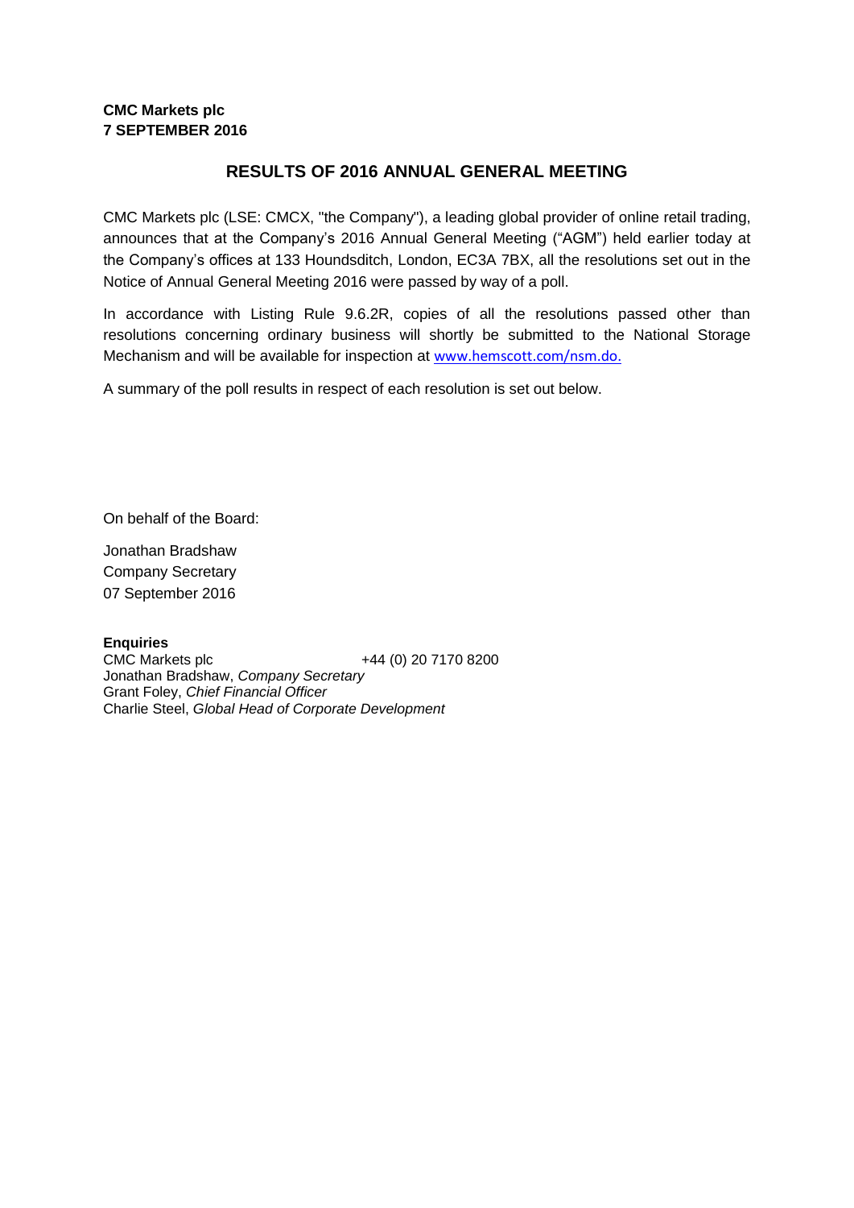**CMC Markets plc**
**7 SEPTEMBER 2016**

# RESULTS OF 2016 ANNUAL GENERAL MEETING

CMC Markets plc (LSE: CMCX, "the Company"), a leading global provider of online retail trading, announces that at the Company's 2016 Annual General Meeting ("AGM") held earlier today at the Company's offices at 133 Houndsditch, London, EC3A 7BX, all the resolutions set out in the Notice of Annual General Meeting 2016 were passed by way of a poll.

In accordance with Listing Rule 9.6.2R, copies of all the resolutions passed other than resolutions concerning ordinary business will shortly be submitted to the National Storage Mechanism and will be available for inspection at www.hemscott.com/nsm.do.

A summary of the poll results in respect of each resolution is set out below.

On behalf of the Board:

Jonathan Bradshaw
Company Secretary
07 September 2016

**Enquiries**
CMC Markets plc +44 (0) 20 7170 8200
Jonathan Bradshaw, *Company Secretary*
Grant Foley, *Chief Financial Officer*
Charlie Steel, *Global Head of Corporate Development*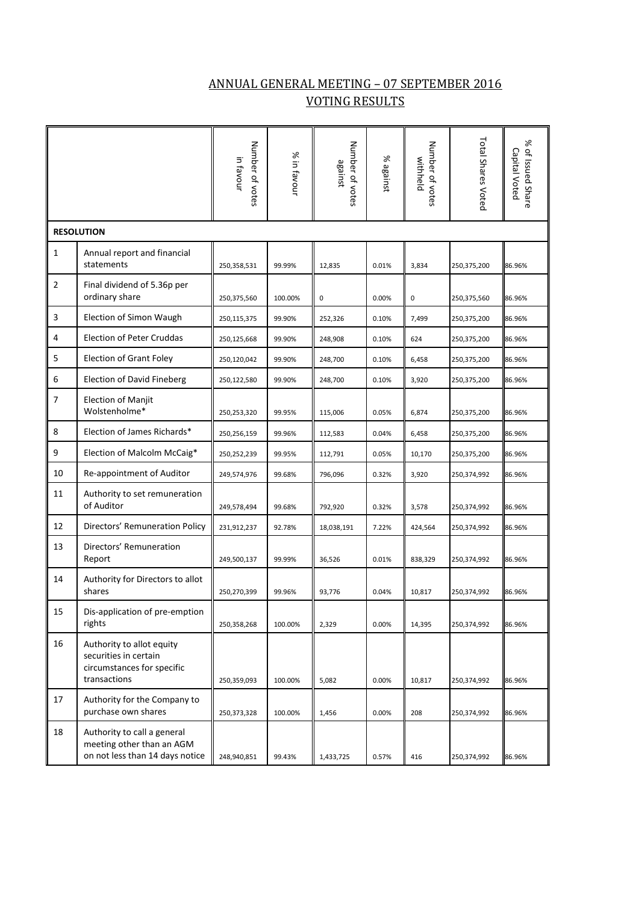## ANNUAL GENERAL MEETING – 07 SEPTEMBER 2016
## VOTING RESULTS

| | | Number of votes in favour | % in favour | Number of votes against | % against | Number of votes withheld | Total Shares Voted | % of Issued Share Capital Voted |
|---|---|---|---|---|---|---|---|---|
| **RESOLUTION** | | | | | | | | |
| 1 | Annual report and financial statements | 250,358,531 | 99.99% | 12,835 | 0.01% | 3,834 | 250,375,200 | 86.96% |
| 2 | Final dividend of 5.36p per ordinary share | 250,375,560 | 100.00% | 0 | 0.00% | 0 | 250,375,560 | 86.96% |
| 3 | Election of Simon Waugh | 250,115,375 | 99.90% | 252,326 | 0.10% | 7,499 | 250,375,200 | 86.96% |
| 4 | Election of Peter Cruddas | 250,125,668 | 99.90% | 248,908 | 0.10% | 624 | 250,375,200 | 86.96% |
| 5 | Election of Grant Foley | 250,120,042 | 99.90% | 248,700 | 0.10% | 6,458 | 250,375,200 | 86.96% |
| 6 | Election of David Fineberg | 250,122,580 | 99.90% | 248,700 | 0.10% | 3,920 | 250,375,200 | 86.96% |
| 7 | Election of Manjit Wolstenholme* | 250,253,320 | 99.95% | 115,006 | 0.05% | 6,874 | 250,375,200 | 86.96% |
| 8 | Election of James Richards* | 250,256,159 | 99.96% | 112,583 | 0.04% | 6,458 | 250,375,200 | 86.96% |
| 9 | Election of Malcolm McCaig* | 250,252,239 | 99.95% | 112,791 | 0.05% | 10,170 | 250,375,200 | 86.96% |
| 10 | Re-appointment of Auditor | 249,574,976 | 99.68% | 796,096 | 0.32% | 3,920 | 250,374,992 | 86.96% |
| 11 | Authority to set remuneration of Auditor | 249,578,494 | 99.68% | 792,920 | 0.32% | 3,578 | 250,374,992 | 86.96% |
| 12 | Directors' Remuneration Policy | 231,912,237 | 92.78% | 18,038,191 | 7.22% | 424,564 | 250,374,992 | 86.96% |
| 13 | Directors' Remuneration Report | 249,500,137 | 99.99% | 36,526 | 0.01% | 838,329 | 250,374,992 | 86.96% |
| 14 | Authority for Directors to allot shares | 250,270,399 | 99.96% | 93,776 | 0.04% | 10,817 | 250,374,992 | 86.96% |
| 15 | Dis-application of pre-emption rights | 250,358,268 | 100.00% | 2,329 | 0.00% | 14,395 | 250,374,992 | 86.96% |
| 16 | Authority to allot equity securities in certain circumstances for specific transactions | 250,359,093 | 100.00% | 5,082 | 0.00% | 10,817 | 250,374,992 | 86.96% |
| 17 | Authority for the Company to purchase own shares | 250,373,328 | 100.00% | 1,456 | 0.00% | 208 | 250,374,992 | 86.96% |
| 18 | Authority to call a general meeting other than an AGM on not less than 14 days notice | 248,940,851 | 99.43% | 1,433,725 | 0.57% | 416 | 250,374,992 | 86.96% |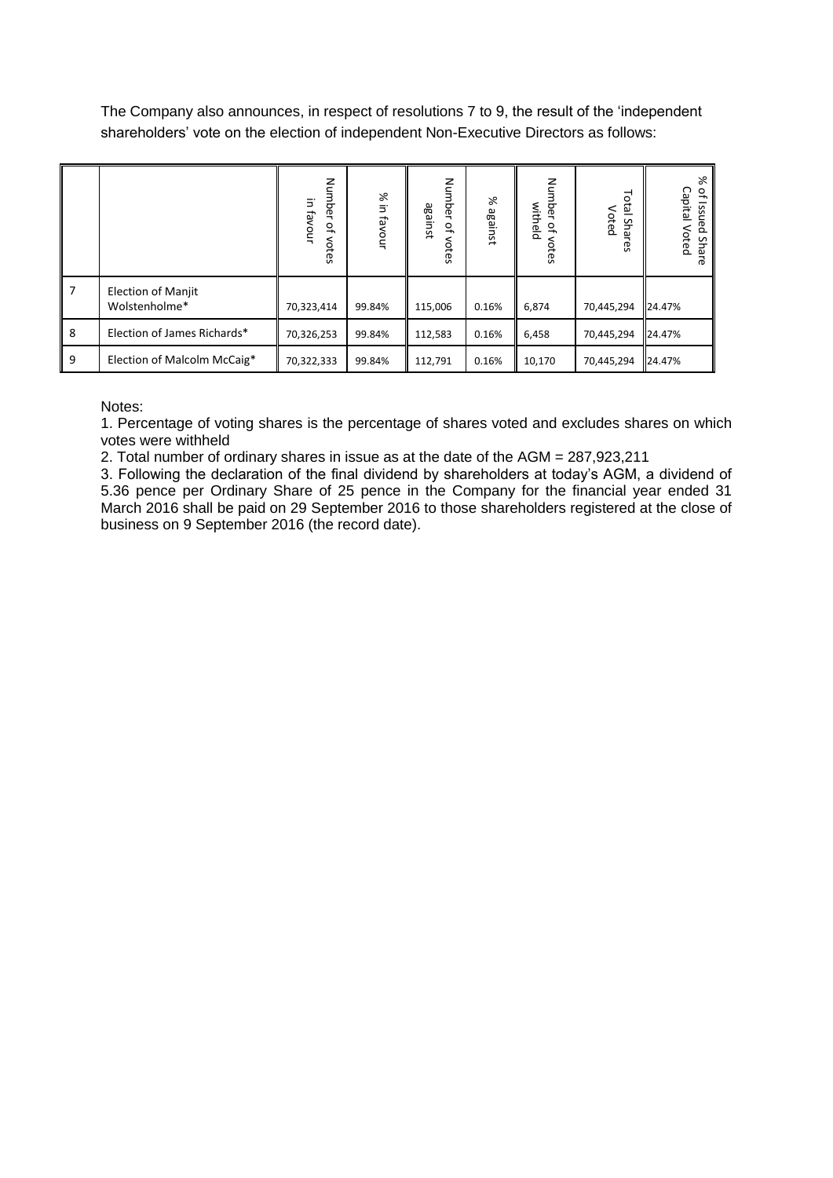The Company also announces, in respect of resolutions 7 to 9, the result of the 'independent shareholders' vote on the election of independent Non-Executive Directors as follows:

| | | Number of votes in favour | % in favour | Number of votes against | % against | Number of votes withheld | Total Shares Voted | % of Issued Share Capital Voted |
|---|---|---|---|---|---|---|---|---|
| 7 | Election of Manjit Wolstenholme* | 70,323,414 | 99.84% | 115,006 | 0.16% | 6,874 | 70,445,294 | 24.47% |
| 8 | Election of James Richards* | 70,326,253 | 99.84% | 112,583 | 0.16% | 6,458 | 70,445,294 | 24.47% |
| 9 | Election of Malcolm McCaig* | 70,322,333 | 99.84% | 112,791 | 0.16% | 10,170 | 70,445,294 | 24.47% |

Notes:

1. Percentage of voting shares is the percentage of shares voted and excludes shares on which votes were withheld
2. Total number of ordinary shares in issue as at the date of the AGM = 287,923,211
3. Following the declaration of the final dividend by shareholders at today's AGM, a dividend of 5.36 pence per Ordinary Share of 25 pence in the Company for the financial year ended 31 March 2016 shall be paid on 29 September 2016 to those shareholders registered at the close of business on 9 September 2016 (the record date).